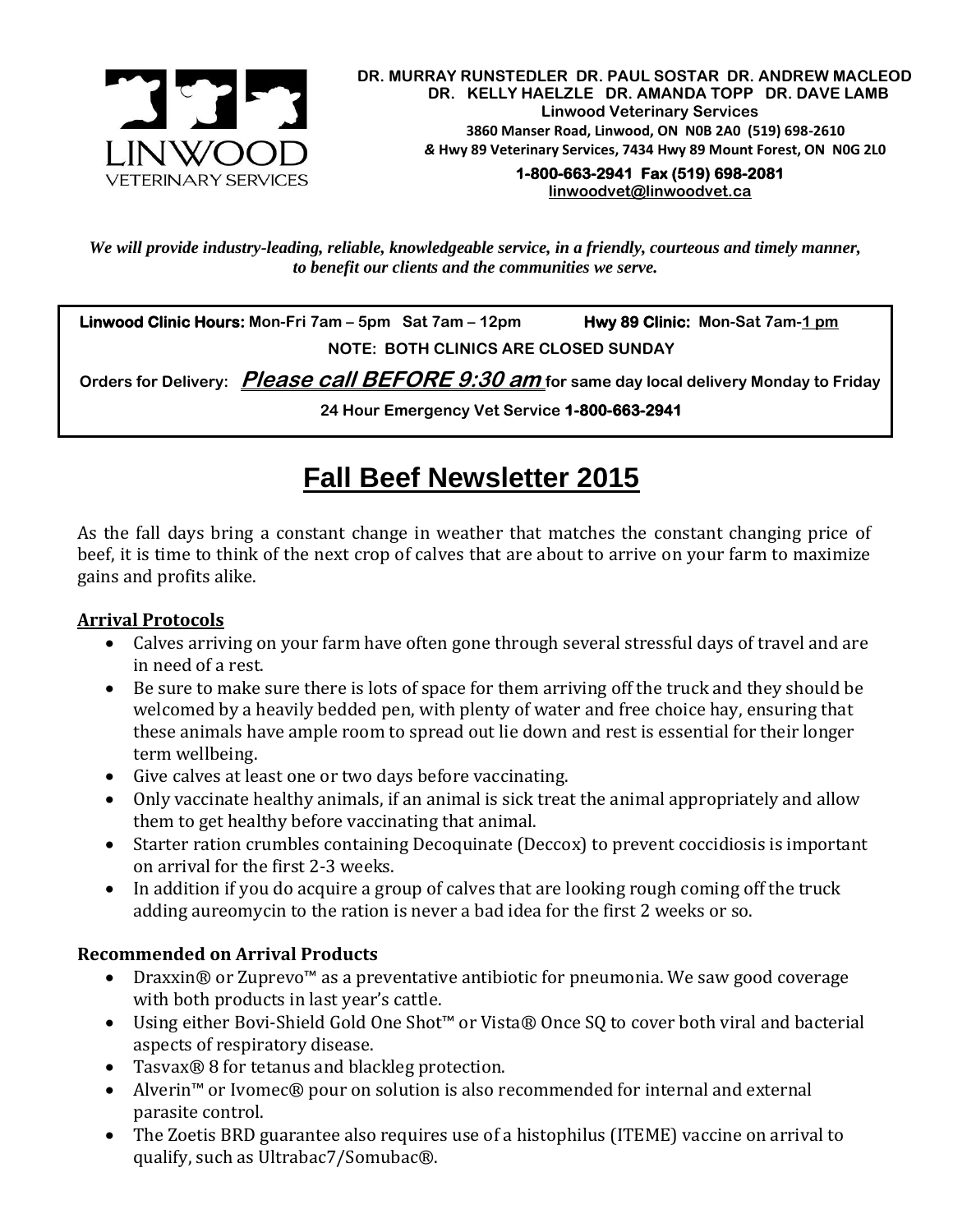LINWOOD VETERINARY SERVICES

**DR. MURRAY RUNSTEDLER DR. PAUL SOSTAR DR. ANDREW MACLEOD**
**DR. KELLY HAELZLE DR. AMANDA TOPP DR. DAVE LAMB**
**Linwood Veterinary Services**
**3860 Manser Road, Linwood, ON N0B 2A0 (519) 698-2610**
***&* Hwy 89 Veterinary Services, 7434 Hwy 89 Mount Forest, ON N0G 2L0**
**1-800-663-2941 Fax (519) 698-2081**
**linwoodvet@linwoodvet.ca**

***We will provide industry-leading, reliable, knowledgeable service, in a friendly, courteous and timely manner, to benefit our clients and the communities we serve.***

**Linwood Clinic Hours:** Mon-Fri 7am – 5pm Sat 7am – 12pm **Hwy 89 Clinic:** Mon-Sat 7am-1 pm

**NOTE: BOTH CLINICS ARE CLOSED SUNDAY**

**Orders for Delivery:** ***Please call BEFORE 9:30 am*** **for same day local delivery Monday to Friday**

**24 Hour Emergency Vet Service 1-800-663-2941**

# Fall Beef Newsletter 2015

As the fall days bring a constant change in weather that matches the constant changing price of beef, it is time to think of the next crop of calves that are about to arrive on your farm to maximize gains and profits alike.

## Arrival Protocols

- Calves arriving on your farm have often gone through several stressful days of travel and are in need of a rest.
- Be sure to make sure there is lots of space for them arriving off the truck and they should be welcomed by a heavily bedded pen, with plenty of water and free choice hay, ensuring that these animals have ample room to spread out lie down and rest is essential for their longer term wellbeing.
- Give calves at least one or two days before vaccinating.
- Only vaccinate healthy animals, if an animal is sick treat the animal appropriately and allow them to get healthy before vaccinating that animal.
- Starter ration crumbles containing Decoquinate (Deccox) to prevent coccidiosis is important on arrival for the first 2-3 weeks.
- In addition if you do acquire a group of calves that are looking rough coming off the truck adding aureomycin to the ration is never a bad idea for the first 2 weeks or so.

**Recommended on Arrival Products**

- Draxxin® or Zuprevo™ as a preventative antibiotic for pneumonia. We saw good coverage with both products in last year's cattle.
- Using either Bovi-Shield Gold One Shot™ or Vista® Once SQ to cover both viral and bacterial aspects of respiratory disease.
- Tasvax® 8 for tetanus and blackleg protection.
- Alverin™ or Ivomec® pour on solution is also recommended for internal and external parasite control.
- The Zoetis BRD guarantee also requires use of a histophilus (ITEME) vaccine on arrival to qualify, such as Ultrabac7/Somubac®.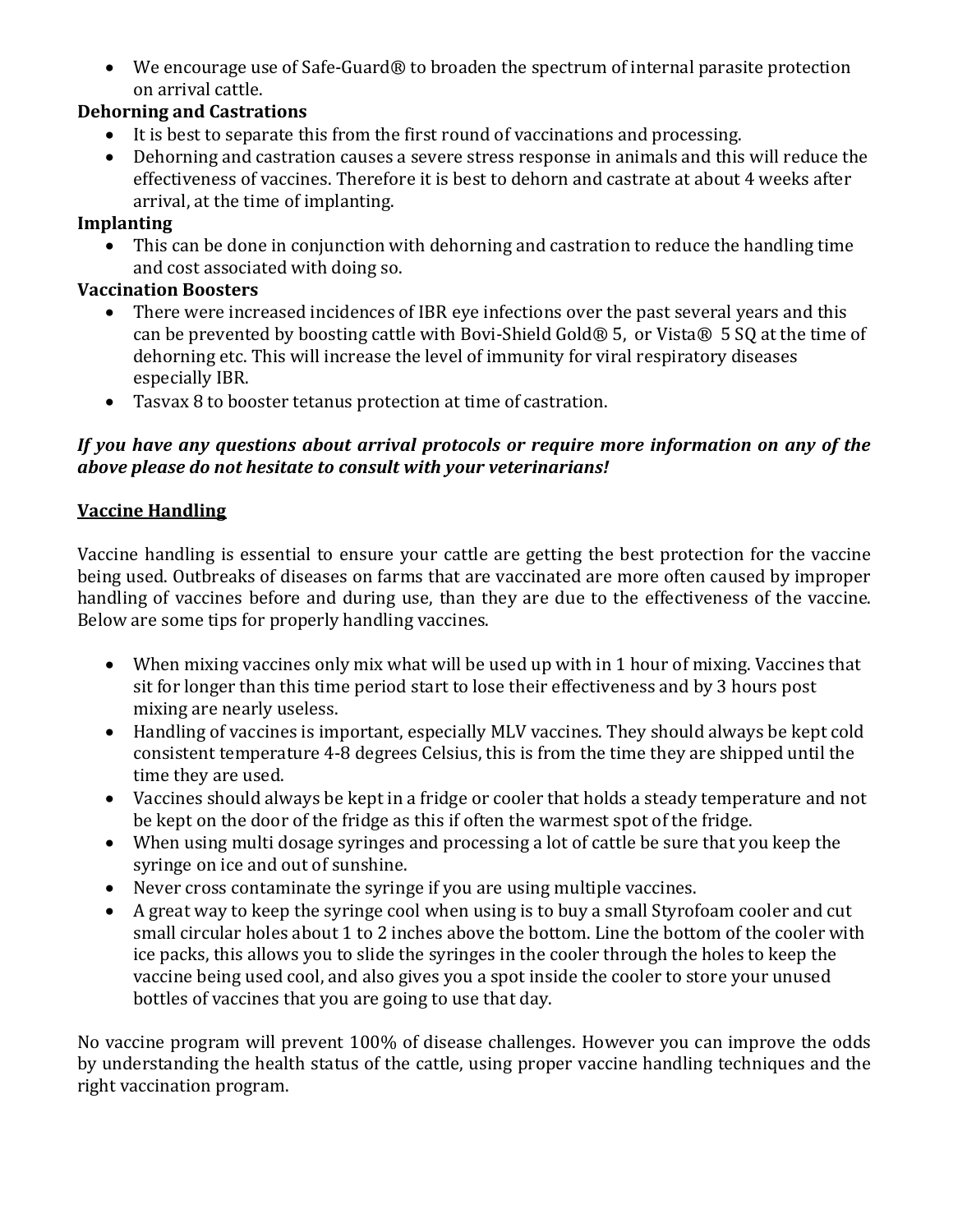- We encourage use of Safe-Guard® to broaden the spectrum of internal parasite protection on arrival cattle.

**Dehorning and Castrations**

- It is best to separate this from the first round of vaccinations and processing.
- Dehorning and castration causes a severe stress response in animals and this will reduce the effectiveness of vaccines. Therefore it is best to dehorn and castrate at about 4 weeks after arrival, at the time of implanting.

**Implanting**

- This can be done in conjunction with dehorning and castration to reduce the handling time and cost associated with doing so.

**Vaccination Boosters**

- There were increased incidences of IBR eye infections over the past several years and this can be prevented by boosting cattle with Bovi-Shield Gold® 5, or Vista® 5 SQ at the time of dehorning etc. This will increase the level of immunity for viral respiratory diseases especially IBR.
- Tasvax 8 to booster tetanus protection at time of castration.

***If you have any questions about arrival protocols or require more information on any of the above please do not hesitate to consult with your veterinarians!***

## Vaccine Handling

Vaccine handling is essential to ensure your cattle are getting the best protection for the vaccine being used. Outbreaks of diseases on farms that are vaccinated are more often caused by improper handling of vaccines before and during use, than they are due to the effectiveness of the vaccine. Below are some tips for properly handling vaccines.

- When mixing vaccines only mix what will be used up with in 1 hour of mixing. Vaccines that sit for longer than this time period start to lose their effectiveness and by 3 hours post mixing are nearly useless.
- Handling of vaccines is important, especially MLV vaccines. They should always be kept cold consistent temperature 4-8 degrees Celsius, this is from the time they are shipped until the time they are used.
- Vaccines should always be kept in a fridge or cooler that holds a steady temperature and not be kept on the door of the fridge as this if often the warmest spot of the fridge.
- When using multi dosage syringes and processing a lot of cattle be sure that you keep the syringe on ice and out of sunshine.
- Never cross contaminate the syringe if you are using multiple vaccines.
- A great way to keep the syringe cool when using is to buy a small Styrofoam cooler and cut small circular holes about 1 to 2 inches above the bottom. Line the bottom of the cooler with ice packs, this allows you to slide the syringes in the cooler through the holes to keep the vaccine being used cool, and also gives you a spot inside the cooler to store your unused bottles of vaccines that you are going to use that day.

No vaccine program will prevent 100% of disease challenges. However you can improve the odds by understanding the health status of the cattle, using proper vaccine handling techniques and the right vaccination program.